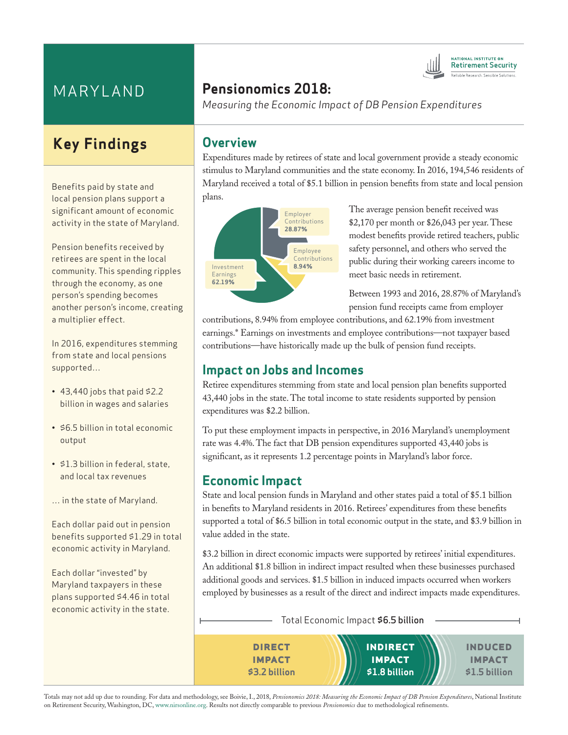# MARYLAND

## Pensionomics 2018:

*Measuring the Economic Impact of DB Pension Expenditures*

NATIONAL INSTITUTE ON Retirement Security
Reliable Research. Sensible Solutions.

## Key Findings

Benefits paid by state and local pension plans support a significant amount of economic activity in the state of Maryland.

Pension benefits received by retirees are spent in the local community. This spending ripples through the economy, as one person's spending becomes another person's income, creating a multiplier effect.

In 2016, expenditures stemming from state and local pensions supported…

- 43,440 jobs that paid $2.2 billion in wages and salaries
- $6.5 billion in total economic output
- $1.3 billion in federal, state, and local tax revenues

… in the state of Maryland.

Each dollar paid out in pension benefits supported $1.29 in total economic activity in Maryland.

Each dollar "invested" by Maryland taxpayers in these plans supported $4.46 in total economic activity in the state.

## Overview

Expenditures made by retirees of state and local government provide a steady economic stimulus to Maryland communities and the state economy. In 2016, 194,546 residents of Maryland received a total of $5.1 billion in pension benefits from state and local pension plans.

| Source | Share |
|---|---|
| Employer Contributions | 28.87% |
| Employee Contributions | 8.94% |
| Investment Earnings | 62.19% |

The average pension benefit received was $2,170 per month or $26,043 per year. These modest benefits provide retired teachers, public safety personnel, and others who served the public during their working careers income to meet basic needs in retirement.

Between 1993 and 2016, 28.87% of Maryland's pension fund receipts came from employer contributions, 8.94% from employee contributions, and 62.19% from investment earnings.* Earnings on investments and employee contributions—not taxpayer based contributions—have historically made up the bulk of pension fund receipts.

## Impact on Jobs and Incomes

Retiree expenditures stemming from state and local pension plan benefits supported 43,440 jobs in the state. The total income to state residents supported by pension expenditures was $2.2 billion.

To put these employment impacts in perspective, in 2016 Maryland's unemployment rate was 4.4%. The fact that DB pension expenditures supported 43,440 jobs is significant, as it represents 1.2 percentage points in Maryland's labor force.

## Economic Impact

State and local pension funds in Maryland and other states paid a total of $5.1 billion in benefits to Maryland residents in 2016. Retirees' expenditures from these benefits supported a total of $6.5 billion in total economic output in the state, and $3.9 billion in value added in the state.

$3.2 billion in direct economic impacts were supported by retirees' initial expenditures. An additional $1.8 billion in indirect impact resulted when these businesses purchased additional goods and services. $1.5 billion in induced impacts occurred when workers employed by businesses as a result of the direct and indirect impacts made expenditures.

Total Economic Impact **$6.5 billion**

| DIRECT IMPACT | INDIRECT IMPACT | INDUCED IMPACT |
|---|---|---|
| $3.2 billion | $1.8 billion | $1.5 billion |

Totals may not add up due to rounding. For data and methodology, see Boivie, I., 2018, *Pensionomics 2018: Measuring the Economic Impact of DB Pension Expenditures*, National Institute on Retirement Security, Washington, DC, www.nirsonline.org. Results not directly comparable to previous *Pensionomics* due to methodological refinements.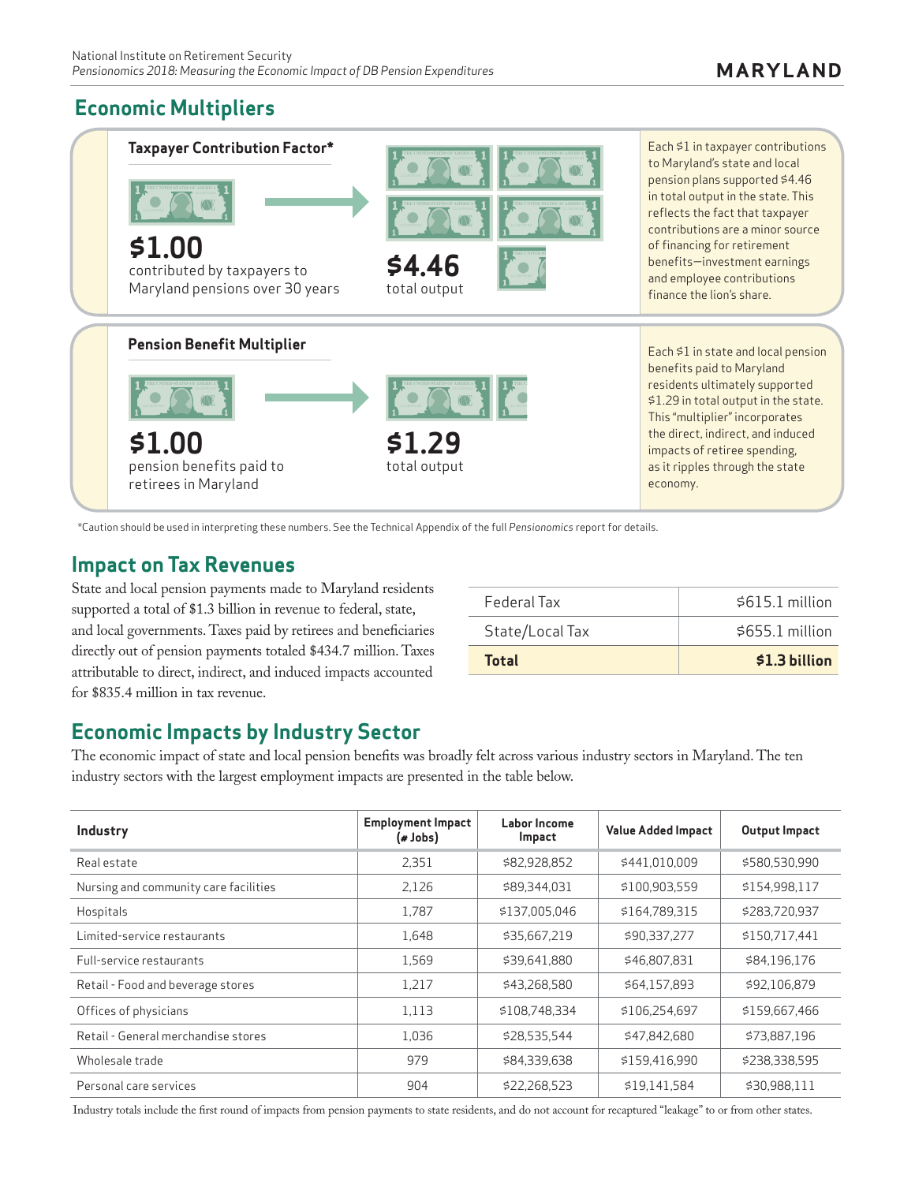## Economic Multipliers

### Taxpayer Contribution Factor*

**$1.00**
contributed by taxpayers to Maryland pensions over 30 years

**$4.46**
total output

Each $1 in taxpayer contributions to Maryland's state and local pension plans supported $4.46 in total output in the state. This reflects the fact that taxpayer contributions are a minor source of financing for retirement benefits—investment earnings and employee contributions finance the lion's share.

### Pension Benefit Multiplier

**$1.00**
pension benefits paid to retirees in Maryland

**$1.29**
total output

Each $1 in state and local pension benefits paid to Maryland residents ultimately supported $1.29 in total output in the state. This "multiplier" incorporates the direct, indirect, and induced impacts of retiree spending, as it ripples through the state economy.

*Caution should be used in interpreting these numbers. See the Technical Appendix of the full *Pensionomics* report for details.

## Impact on Tax Revenues

State and local pension payments made to Maryland residents supported a total of $1.3 billion in revenue to federal, state, and local governments. Taxes paid by retirees and beneficiaries directly out of pension payments totaled $434.7 million. Taxes attributable to direct, indirect, and induced impacts accounted for $835.4 million in tax revenue.

| | |
|---|---|
| Federal Tax | $615.1 million |
| State/Local Tax | $655.1 million |
| **Total** | **$1.3 billion** |

## Economic Impacts by Industry Sector

The economic impact of state and local pension benefits was broadly felt across various industry sectors in Maryland. The ten industry sectors with the largest employment impacts are presented in the table below.

| Industry | Employment Impact (# Jobs) | Labor Income Impact | Value Added Impact | Output Impact |
|---|---|---|---|---|
| Real estate | 2,351 | $82,928,852 | $441,010,009 | $580,530,990 |
| Nursing and community care facilities | 2,126 | $89,344,031 | $100,903,559 | $154,998,117 |
| Hospitals | 1,787 | $137,005,046 | $164,789,315 | $283,720,937 |
| Limited-service restaurants | 1,648 | $35,667,219 | $90,337,277 | $150,717,441 |
| Full-service restaurants | 1,569 | $39,641,880 | $46,807,831 | $84,196,176 |
| Retail - Food and beverage stores | 1,217 | $43,268,580 | $64,157,893 | $92,106,879 |
| Offices of physicians | 1,113 | $108,748,334 | $106,254,697 | $159,667,466 |
| Retail - General merchandise stores | 1,036 | $28,535,544 | $47,842,680 | $73,887,196 |
| Wholesale trade | 979 | $84,339,638 | $159,416,990 | $238,338,595 |
| Personal care services | 904 | $22,268,523 | $19,141,584 | $30,988,111 |

Industry totals include the first round of impacts from pension payments to state residents, and do not account for recaptured "leakage" to or from other states.